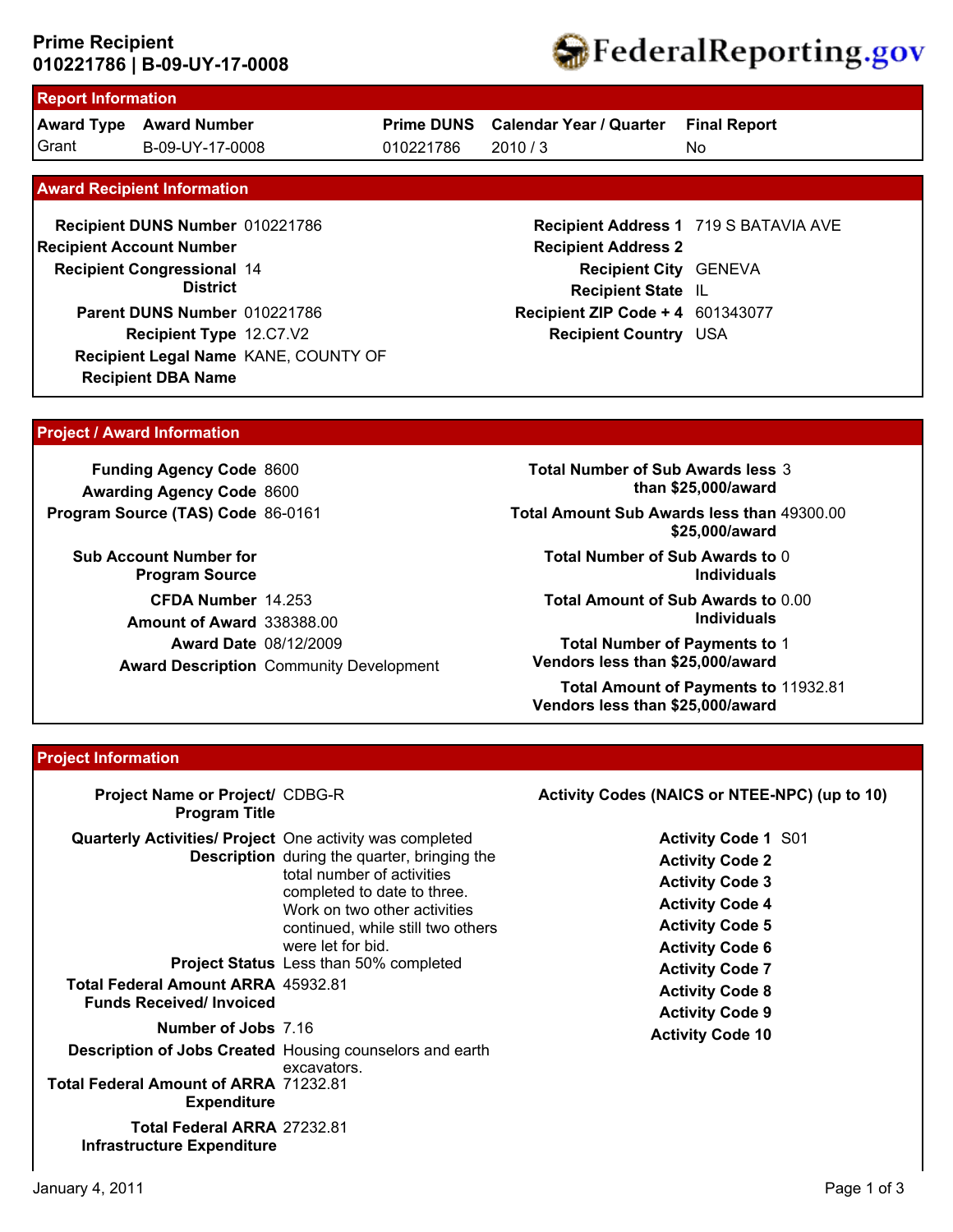# Prime Recipient
## 010221786 | B-09-UY-17-0008

FederalReporting.gov

## Report Information

| Award Type | Award Number | Prime DUNS | Calendar Year / Quarter | Final Report |
|---|---|---|---|---|
| Grant | B-09-UY-17-0008 | 010221786 | 2010 / 3 | No |

## Award Recipient Information

**Recipient DUNS Number** 010221786
**Recipient Account Number**
**Recipient Congressional District** 14
**Parent DUNS Number** 010221786
**Recipient Type** 12.C7.V2
**Recipient Legal Name** KANE, COUNTY OF
**Recipient DBA Name**

**Recipient Address 1** 719 S BATAVIA AVE
**Recipient Address 2**
**Recipient City** GENEVA
**Recipient State** IL
**Recipient ZIP Code + 4** 601343077
**Recipient Country** USA

## Project / Award Information

**Funding Agency Code** 8600
**Awarding Agency Code** 8600
**Program Source (TAS) Code** 86-0161
**Sub Account Number for Program Source**
**CFDA Number** 14.253
**Amount of Award** 338388.00
**Award Date** 08/12/2009
**Award Description** Community Development

**Total Number of Sub Awards less than $25,000/award** 3
**Total Amount Sub Awards less than $25,000/award** 49300.00
**Total Number of Sub Awards to Individuals** 0
**Total Amount of Sub Awards to Individuals** 0.00
**Total Number of Payments to Vendors less than $25,000/award** 1
**Total Amount of Payments to Vendors less than $25,000/award** 11932.81

## Project Information

**Project Name or Project/ Program Title** CDBG-R
**Quarterly Activities/ Project Description** One activity was completed during the quarter, bringing the total number of activities completed to date to three. Work on two other activities continued, while still two others were let for bid.
**Project Status** Less than 50% completed
**Total Federal Amount ARRA Funds Received/ Invoiced** 45932.81
**Number of Jobs** 7.16
**Description of Jobs Created** Housing counselors and earth excavators.
**Total Federal Amount of ARRA Expenditure** 71232.81
**Total Federal ARRA Infrastructure Expenditure** 27232.81

**Activity Codes (NAICS or NTEE-NPC) (up to 10)**

**Activity Code 1** S01
**Activity Code 2**
**Activity Code 3**
**Activity Code 4**
**Activity Code 5**
**Activity Code 6**
**Activity Code 7**
**Activity Code 8**
**Activity Code 9**
**Activity Code 10**

January 4, 2011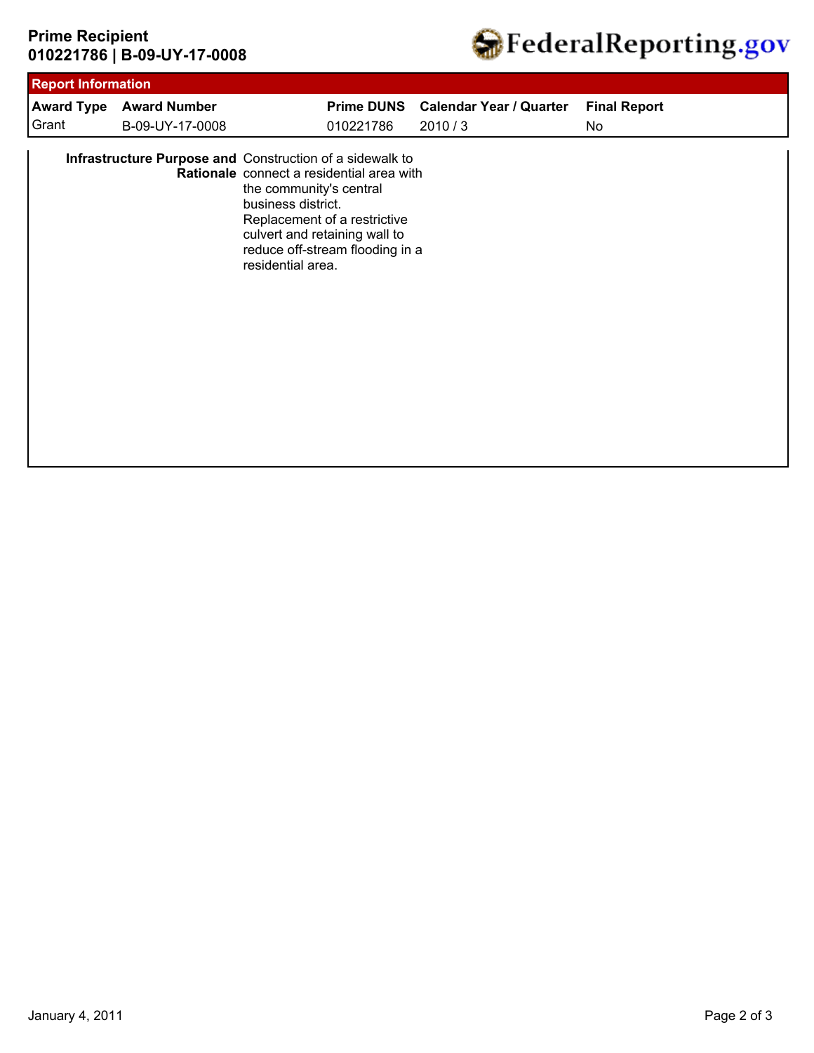**Prime Recipient**
**010221786 | B-09-UY-17-0008**

FederalReporting.gov

## Report Information

| Award Type | Award Number | Prime DUNS | Calendar Year / Quarter | Final Report |
|---|---|---|---|---|
| Grant | B-09-UY-17-0008 | 010221786 | 2010 / 3 | No |

| | |
|---|---|
| **Infrastructure Purpose and Rationale** | Construction of a sidewalk to connect a residential area with the community's central business district. Replacement of a restrictive culvert and retaining wall to reduce off-stream flooding in a residential area. |

January 4, 2011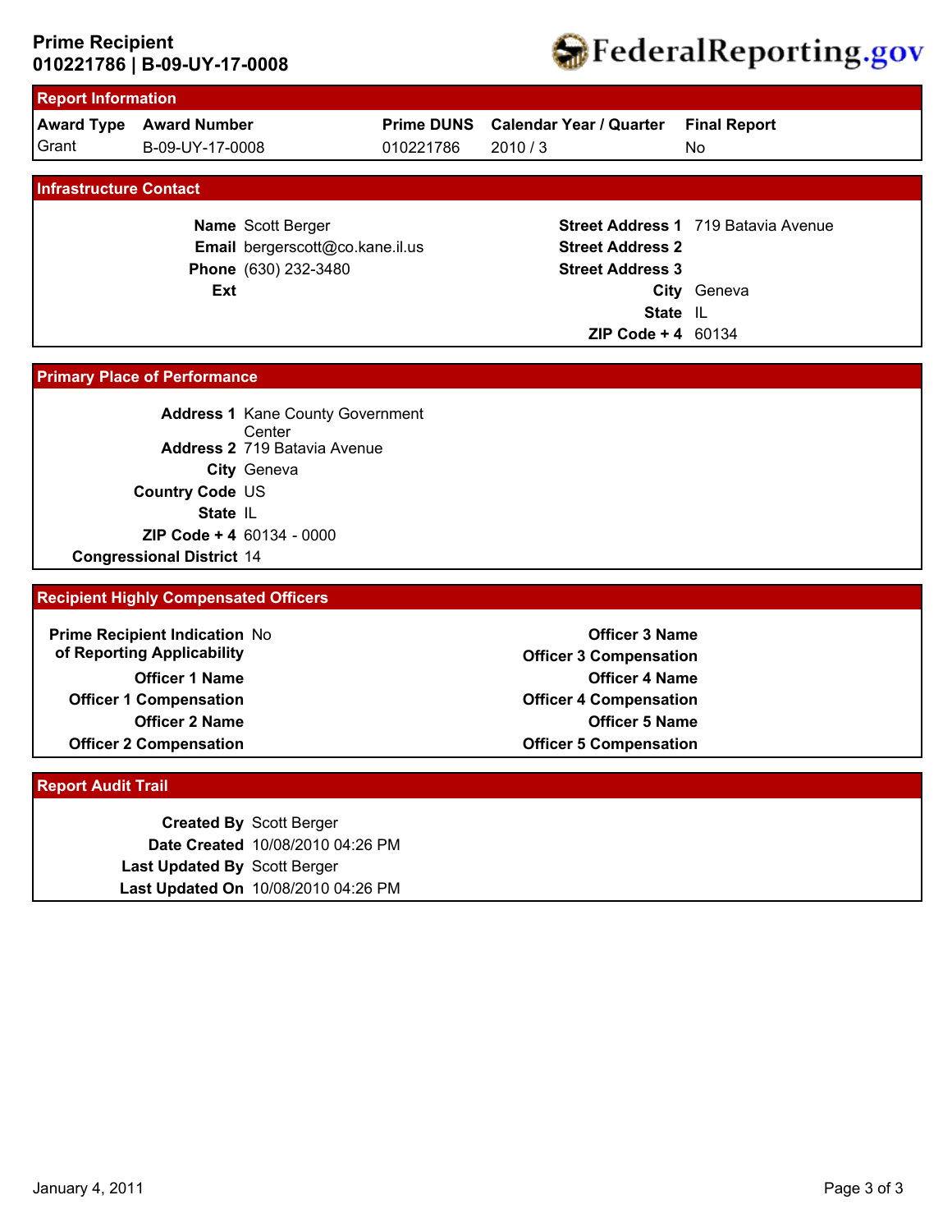**Prime Recipient**
**010221786 | B-09-UY-17-0008**

FederalReporting.gov

## Report Information

| Award Type | Award Number | Prime DUNS | Calendar Year / Quarter | Final Report |
| --- | --- | --- | --- | --- |
| Grant | B-09-UY-17-0008 | 010221786 | 2010 / 3 | No |

## Infrastructure Contact

**Name** Scott Berger
**Email** bergerscott@co.kane.il.us
**Phone** (630) 232-3480
**Ext**

**Street Address 1** 719 Batavia Avenue
**Street Address 2**
**Street Address 3**
**City** Geneva
**State** IL
**ZIP Code + 4** 60134

## Primary Place of Performance

**Address 1** Kane County Government Center
**Address 2** 719 Batavia Avenue
**City** Geneva
**Country Code** US
**State** IL
**ZIP Code + 4** 60134 - 0000
**Congressional District** 14

## Recipient Highly Compensated Officers

**Prime Recipient Indication of Reporting Applicability** No
**Officer 1 Name**
**Officer 1 Compensation**
**Officer 2 Name**
**Officer 2 Compensation**
**Officer 3 Name**
**Officer 3 Compensation**
**Officer 4 Name**
**Officer 4 Compensation**
**Officer 5 Name**
**Officer 5 Compensation**

## Report Audit Trail

**Created By** Scott Berger
**Date Created** 10/08/2010 04:26 PM
**Last Updated By** Scott Berger
**Last Updated On** 10/08/2010 04:26 PM

January 4, 2011